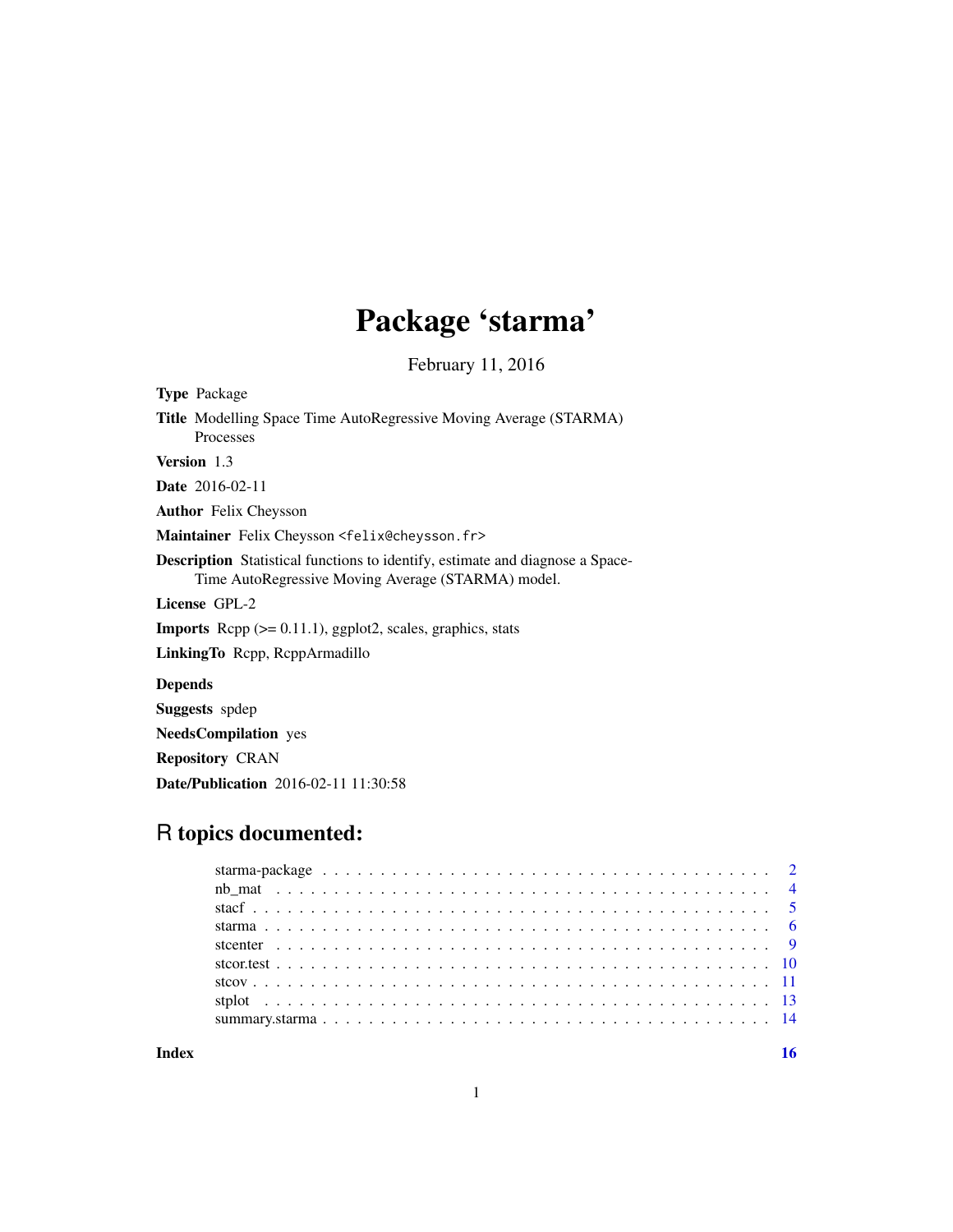# Package 'starma'

February 11, 2016

**Type** Package

**Title** Modelling Space Time AutoRegressive Moving Average (STARMA) Processes

**Version** 1.3

**Date** 2016-02-11

**Author** Felix Cheysson

**Maintainer** Felix Cheysson <felix@cheysson.fr>

**Description** Statistical functions to identify, estimate and diagnose a Space-Time AutoRegressive Moving Average (STARMA) model.

**License** GPL-2

**Imports** Rcpp (>= 0.11.1), ggplot2, scales, graphics, stats

**LinkingTo** Rcpp, RcppArmadillo

**Depends**

**Suggests** spdep

**NeedsCompilation** yes

**Repository** CRAN

**Date/Publication** 2016-02-11 11:30:58

## R topics documented:

| | |
|---|---|
| starma-package | 2 |
| nb_mat | 4 |
| stacf | 5 |
| starma | 6 |
| stcenter | 9 |
| stcor.test | 10 |
| stcov | 11 |
| stplot | 13 |
| summary.starma | 14 |
| **Index** | **16** |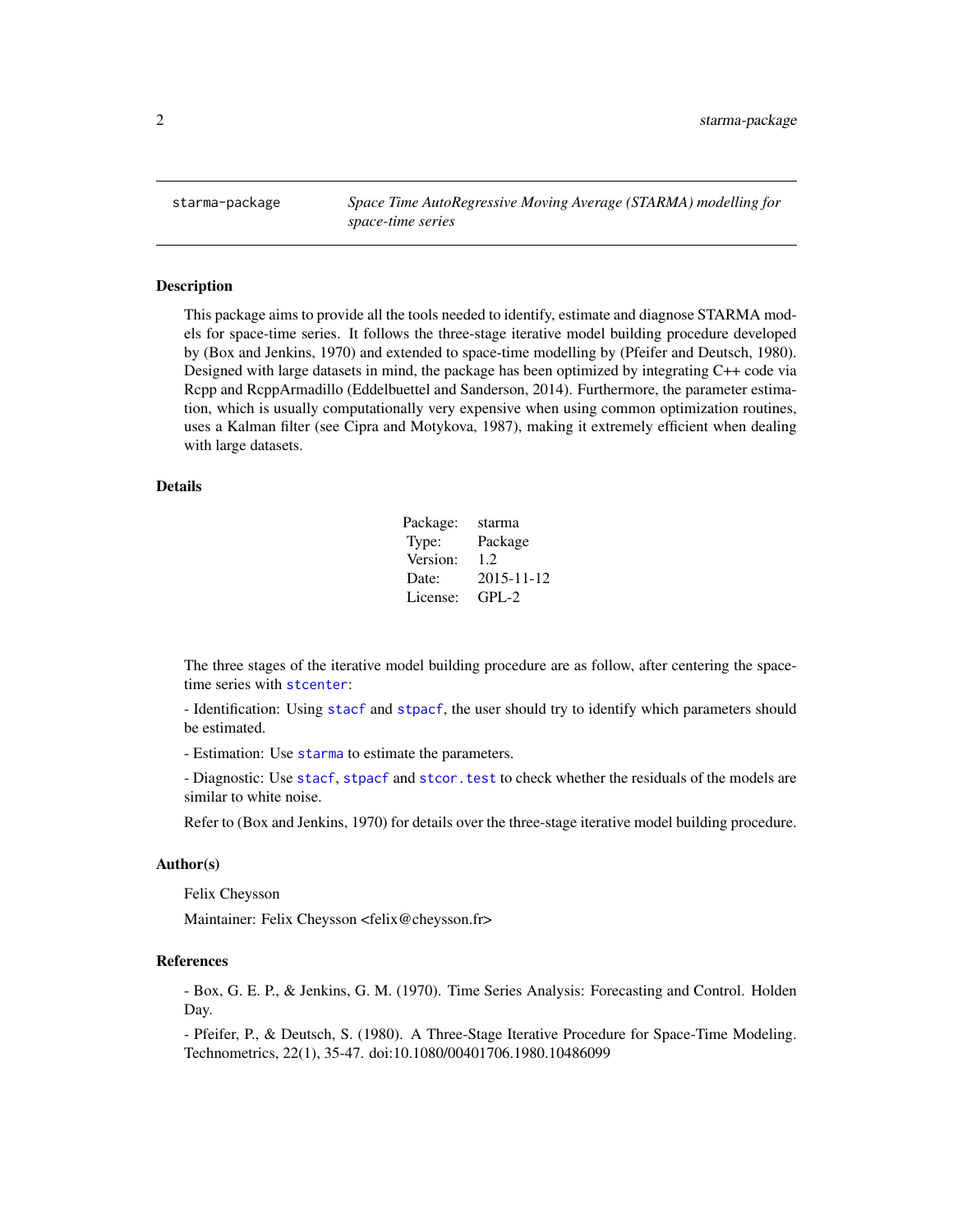starma-package — *Space Time AutoRegressive Moving Average (STARMA) modelling for space-time series*

## Description

This package aims to provide all the tools needed to identify, estimate and diagnose STARMA models for space-time series. It follows the three-stage iterative model building procedure developed by (Box and Jenkins, 1970) and extended to space-time modelling by (Pfeifer and Deutsch, 1980). Designed with large datasets in mind, the package has been optimized by integrating C++ code via Rcpp and RcppArmadillo (Eddelbuettel and Sanderson, 2014). Furthermore, the parameter estimation, which is usually computationally very expensive when using common optimization routines, uses a Kalman filter (see Cipra and Motykova, 1987), making it extremely efficient when dealing with large datasets.

## Details

| | |
|---|---|
| Package: | starma |
| Type: | Package |
| Version: | 1.2 |
| Date: | 2015-11-12 |
| License: | GPL-2 |

The three stages of the iterative model building procedure are as follow, after centering the space-time series with `stcenter`:

- Identification: Using `stacf` and `stpacf`, the user should try to identify which parameters should be estimated.

- Estimation: Use `starma` to estimate the parameters.

- Diagnostic: Use `stacf`, `stpacf` and `stcor.test` to check whether the residuals of the models are similar to white noise.

Refer to (Box and Jenkins, 1970) for details over the three-stage iterative model building procedure.

## Author(s)

Felix Cheysson

Maintainer: Felix Cheysson <felix@cheysson.fr>

## References

- Box, G. E. P., & Jenkins, G. M. (1970). Time Series Analysis: Forecasting and Control. Holden Day.

- Pfeifer, P., & Deutsch, S. (1980). A Three-Stage Iterative Procedure for Space-Time Modeling. Technometrics, 22(1), 35-47. doi:10.1080/00401706.1980.10486099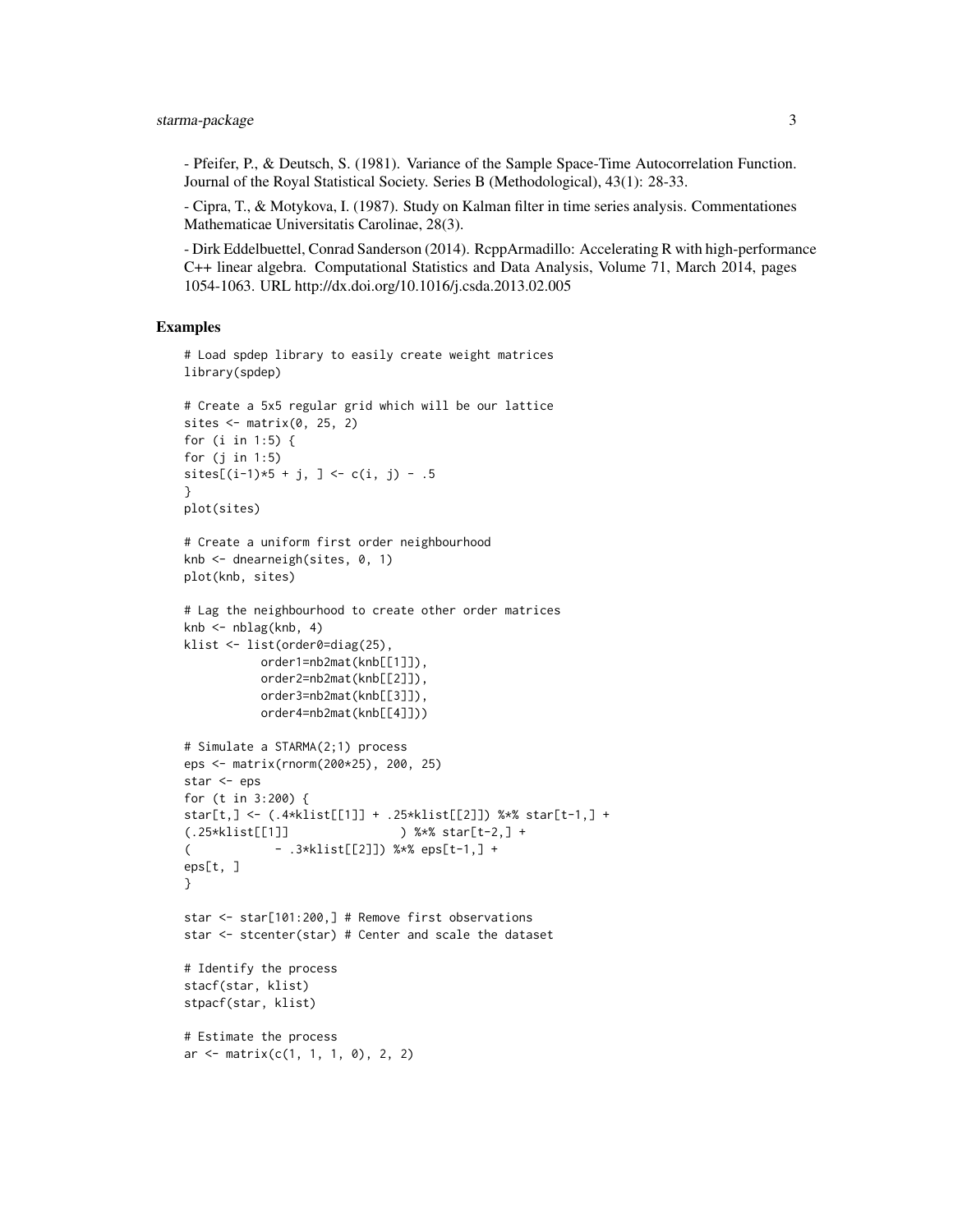- Pfeifer, P., & Deutsch, S. (1981). Variance of the Sample Space-Time Autocorrelation Function. Journal of the Royal Statistical Society. Series B (Methodological), 43(1): 28-33.

- Cipra, T., & Motykova, I. (1987). Study on Kalman filter in time series analysis. Commentationes Mathematicae Universitatis Carolinae, 28(3).

- Dirk Eddelbuettel, Conrad Sanderson (2014). RcppArmadillo: Accelerating R with high-performance C++ linear algebra. Computational Statistics and Data Analysis, Volume 71, March 2014, pages 1054-1063. URL http://dx.doi.org/10.1016/j.csda.2013.02.005

## Examples

```
# Load spdep library to easily create weight matrices
library(spdep)

# Create a 5x5 regular grid which will be our lattice
sites <- matrix(0, 25, 2)
for (i in 1:5) {
for (j in 1:5)
sites[(i-1)*5 + j, ] <- c(i, j) - .5
}
plot(sites)

# Create a uniform first order neighbourhood
knb <- dnearneigh(sites, 0, 1)
plot(knb, sites)

# Lag the neighbourhood to create other order matrices
knb <- nblag(knb, 4)
klist <- list(order0=diag(25),
           order1=nb2mat(knb[[1]]),
           order2=nb2mat(knb[[2]]),
           order3=nb2mat(knb[[3]]),
           order4=nb2mat(knb[[4]]))

# Simulate a STARMA(2;1) process
eps <- matrix(rnorm(200*25), 200, 25)
star <- eps
for (t in 3:200) {
star[t,] <- (.4*klist[[1]] + .25*klist[[2]]) %*% star[t-1,] +
(.25*klist[[1]]                ) %*% star[t-2,] +
(            - .3*klist[[2]]) %*% eps[t-1,] +
eps[t, ]
}

star <- star[101:200,] # Remove first observations
star <- stcenter(star) # Center and scale the dataset

# Identify the process
stacf(star, klist)
stpacf(star, klist)

# Estimate the process
ar <- matrix(c(1, 1, 1, 0), 2, 2)
```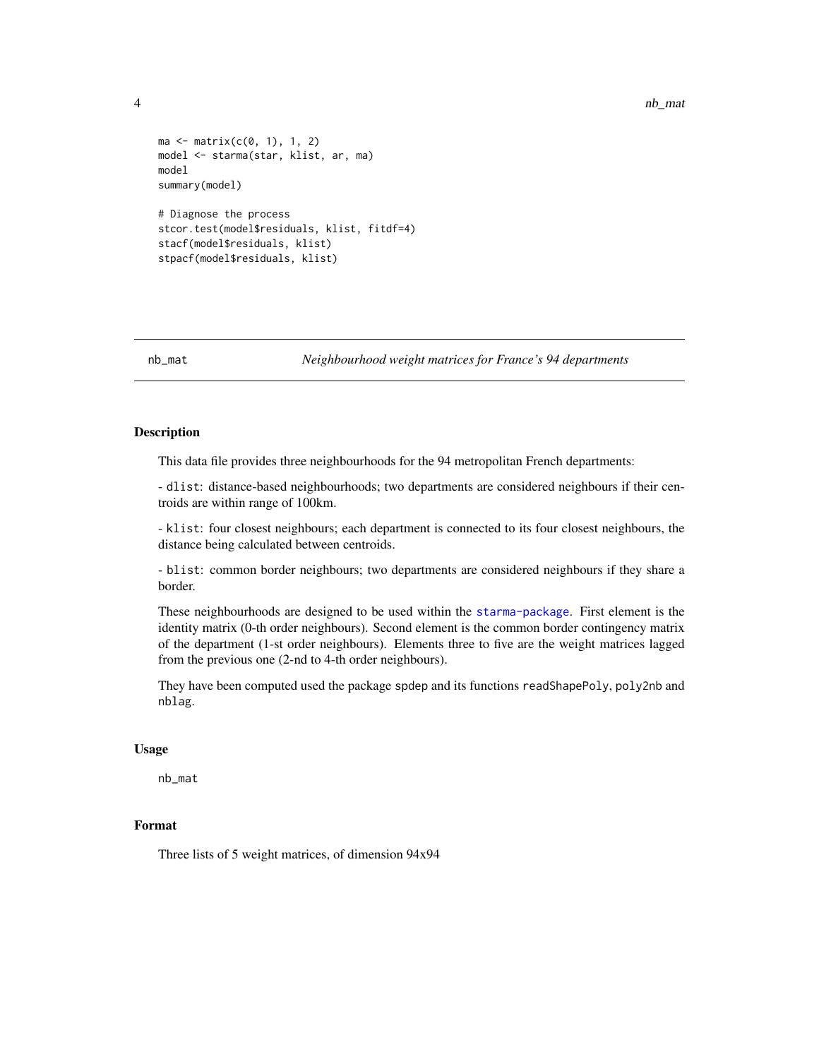```
ma <- matrix(c(0, 1), 1, 2)
model <- starma(star, klist, ar, ma)
model
summary(model)

# Diagnose the process
stcor.test(model$residuals, klist, fitdf=4)
stacf(model$residuals, klist)
stpacf(model$residuals, klist)
```

---

nb_mat — *Neighbourhood weight matrices for France's 94 departments*

---

### Description

This data file provides three neighbourhoods for the 94 metropolitan French departments:

- `dlist`: distance-based neighbourhoods; two departments are considered neighbours if their centroids are within range of 100km.

- `klist`: four closest neighbours; each department is connected to its four closest neighbours, the distance being calculated between centroids.

- `blist`: common border neighbours; two departments are considered neighbours if they share a border.

These neighbourhoods are designed to be used within the `starma-package`. First element is the identity matrix (0-th order neighbours). Second element is the common border contingency matrix of the department (1-st order neighbours). Elements three to five are the weight matrices lagged from the previous one (2-nd to 4-th order neighbours).

They have been computed used the package `spdep` and its functions `readShapePoly`, `poly2nb` and `nblag`.

### Usage

```
nb_mat
```

### Format

Three lists of 5 weight matrices, of dimension 94x94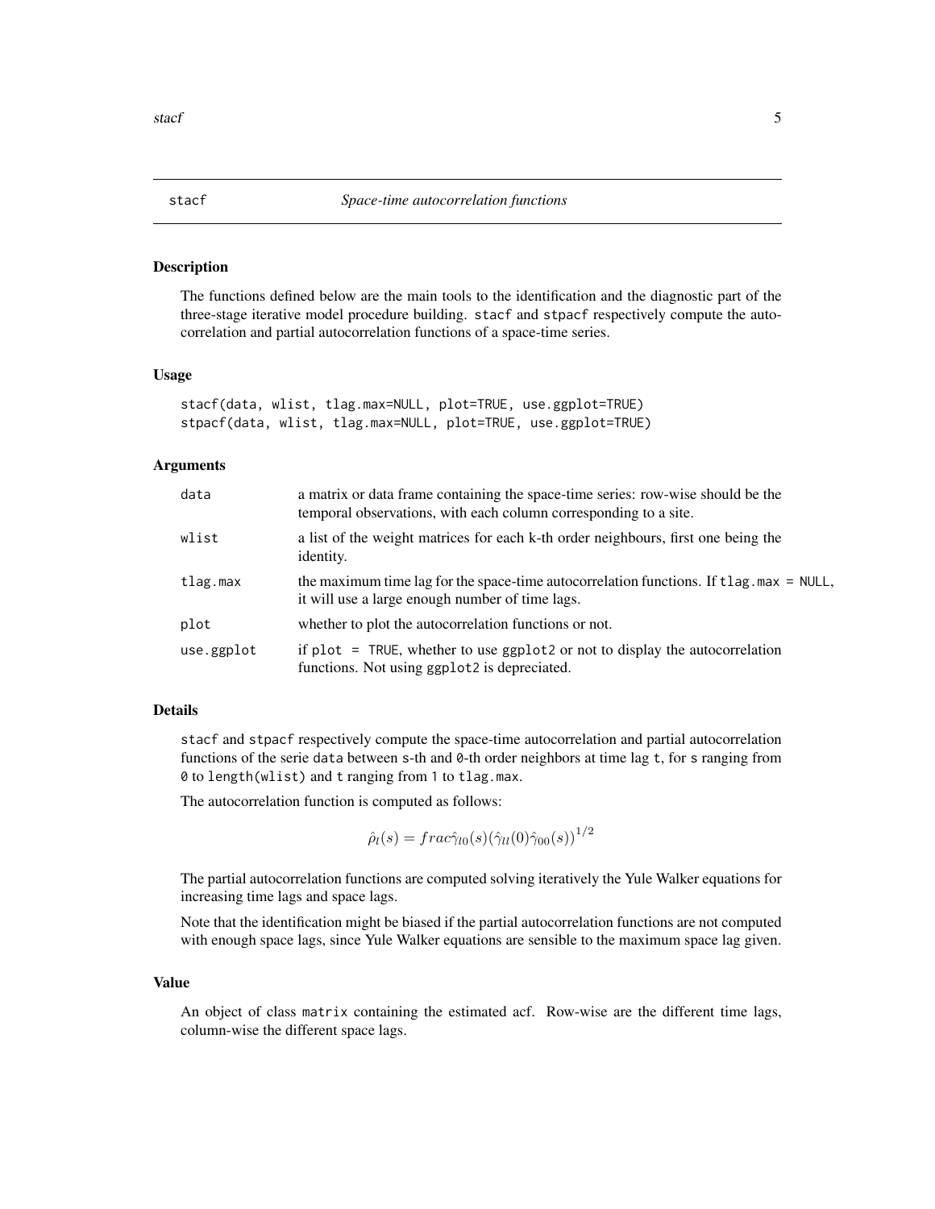# stacf — *Space-time autocorrelation functions*

## Description

The functions defined below are the main tools to the identification and the diagnostic part of the three-stage iterative model procedure building. `stacf` and `stpacf` respectively compute the autocorrelation and partial autocorrelation functions of a space-time series.

## Usage

```
stacf(data, wlist, tlag.max=NULL, plot=TRUE, use.ggplot=TRUE)
stpacf(data, wlist, tlag.max=NULL, plot=TRUE, use.ggplot=TRUE)
```

## Arguments

| | |
|---|---|
| `data` | a matrix or data frame containing the space-time series: row-wise should be the temporal observations, with each column corresponding to a site. |
| `wlist` | a list of the weight matrices for each k-th order neighbours, first one being the identity. |
| `tlag.max` | the maximum time lag for the space-time autocorrelation functions. If `tlag.max = NULL`, it will use a large enough number of time lags. |
| `plot` | whether to plot the autocorrelation functions or not. |
| `use.ggplot` | if `plot = TRUE`, whether to use `ggplot2` or not to display the autocorrelation functions. Not using `ggplot2` is depreciated. |

## Details

`stacf` and `stpacf` respectively compute the space-time autocorrelation and partial autocorrelation functions of the serie `data` between `s`-th and `0`-th order neighbors at time lag `t`, for `s` ranging from `0` to `length(wlist)` and `t` ranging from `1` to `tlag.max`.

The autocorrelation function is computed as follows:

$$\hat{\rho}_l(s) = frac\hat{\gamma}_{l0}(s)(\hat{\gamma}_{ll}(0)\hat{\gamma}_{00}(s))^{1/2}$$

The partial autocorrelation functions are computed solving iteratively the Yule Walker equations for increasing time lags and space lags.

Note that the identification might be biased if the partial autocorrelation functions are not computed with enough space lags, since Yule Walker equations are sensible to the maximum space lag given.

## Value

An object of class `matrix` containing the estimated acf. Row-wise are the different time lags, column-wise the different space lags.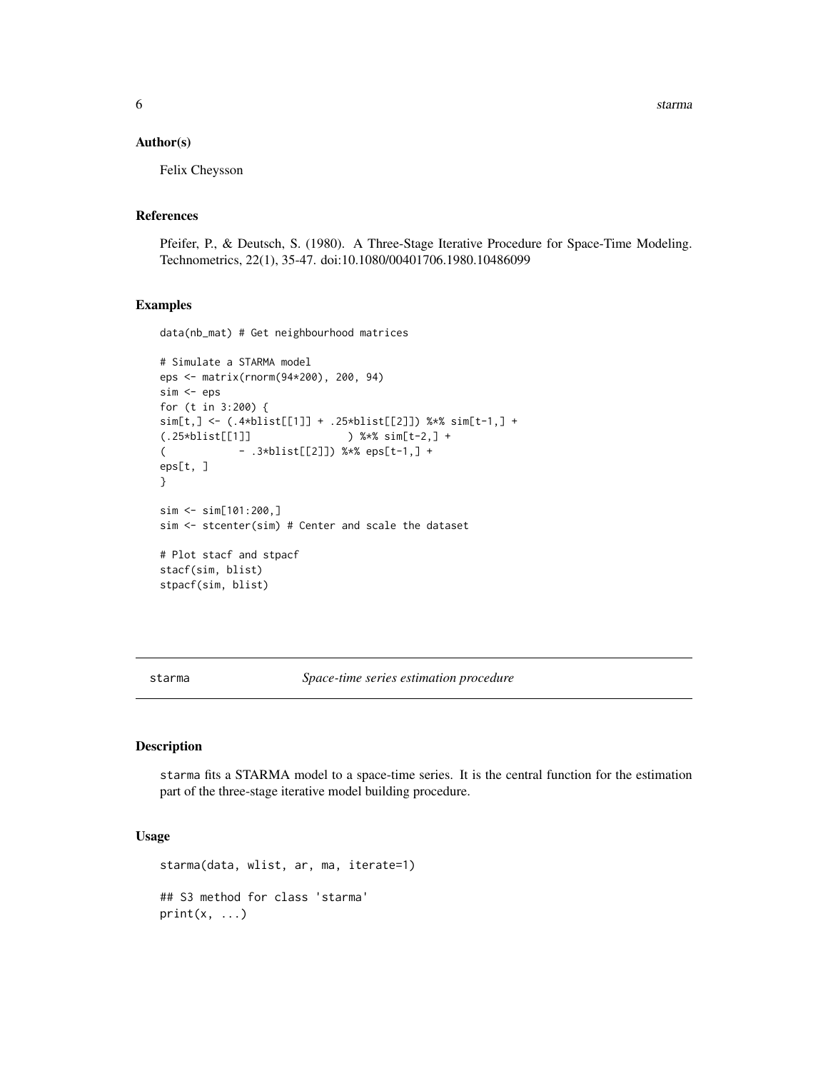## Author(s)

Felix Cheysson

## References

Pfeifer, P., & Deutsch, S. (1980). A Three-Stage Iterative Procedure for Space-Time Modeling. Technometrics, 22(1), 35-47. doi:10.1080/00401706.1980.10486099

## Examples

```
data(nb_mat) # Get neighbourhood matrices

# Simulate a STARMA model
eps <- matrix(rnorm(94*200), 200, 94)
sim <- eps
for (t in 3:200) {
sim[t,] <- (.4*blist[[1]] + .25*blist[[2]]) %*% sim[t-1,] +
(.25*blist[[1]]                ) %*% sim[t-2,] +
(            - .3*blist[[2]]) %*% eps[t-1,] +
eps[t, ]
}

sim <- sim[101:200,]
sim <- stcenter(sim) # Center and scale the dataset

# Plot stacf and stpacf
stacf(sim, blist)
stpacf(sim, blist)
```

---

# starma — *Space-time series estimation procedure*

## Description

starma fits a STARMA model to a space-time series. It is the central function for the estimation part of the three-stage iterative model building procedure.

## Usage

```
starma(data, wlist, ar, ma, iterate=1)

## S3 method for class 'starma'
print(x, ...)
```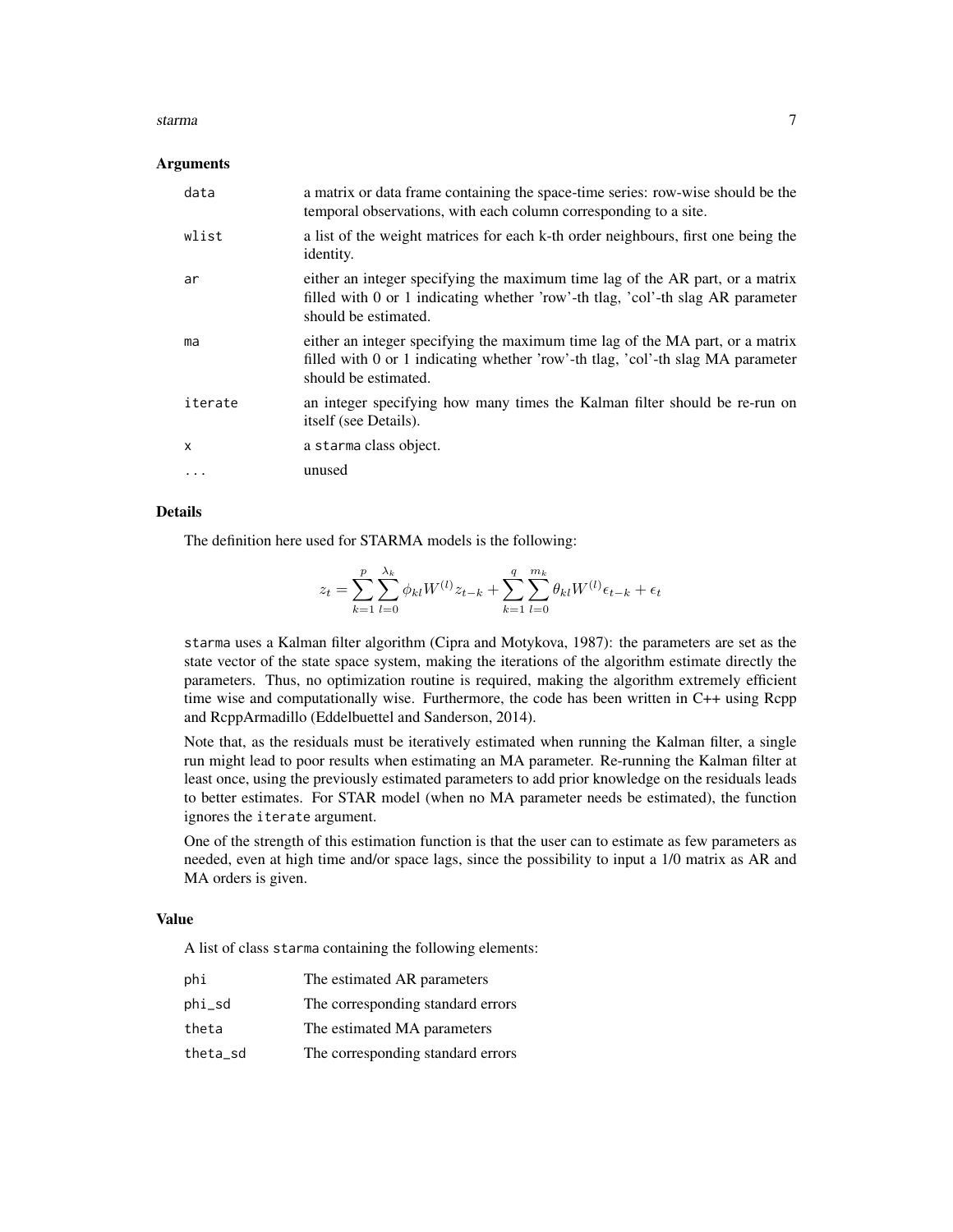### Arguments

| | |
|---|---|
| `data` | a matrix or data frame containing the space-time series: row-wise should be the temporal observations, with each column corresponding to a site. |
| `wlist` | a list of the weight matrices for each k-th order neighbours, first one being the identity. |
| `ar` | either an integer specifying the maximum time lag of the AR part, or a matrix filled with 0 or 1 indicating whether 'row'-th tlag, 'col'-th slag AR parameter should be estimated. |
| `ma` | either an integer specifying the maximum time lag of the MA part, or a matrix filled with 0 or 1 indicating whether 'row'-th tlag, 'col'-th slag MA parameter should be estimated. |
| `iterate` | an integer specifying how many times the Kalman filter should be re-run on itself (see Details). |
| `x` | a `starma` class object. |
| `...` | unused |

### Details

The definition here used for STARMA models is the following:

$$z_t = \sum_{k=1}^{p} \sum_{l=0}^{\lambda_k} \phi_{kl} W^{(l)} z_{t-k} + \sum_{k=1}^{q} \sum_{l=0}^{m_k} \theta_{kl} W^{(l)} \epsilon_{t-k} + \epsilon_t$$

`starma` uses a Kalman filter algorithm (Cipra and Motykova, 1987): the parameters are set as the state vector of the state space system, making the iterations of the algorithm estimate directly the parameters. Thus, no optimization routine is required, making the algorithm extremely efficient time wise and computationally wise. Furthermore, the code has been written in C++ using Rcpp and RcppArmadillo (Eddelbuettel and Sanderson, 2014).

Note that, as the residuals must be iteratively estimated when running the Kalman filter, a single run might lead to poor results when estimating an MA parameter. Re-running the Kalman filter at least once, using the previously estimated parameters to add prior knowledge on the residuals leads to better estimates. For STAR model (when no MA parameter needs be estimated), the function ignores the `iterate` argument.

One of the strength of this estimation function is that the user can to estimate as few parameters as needed, even at high time and/or space lags, since the possibility to input a 1/0 matrix as AR and MA orders is given.

### Value

A list of class `starma` containing the following elements:

| | |
|---|---|
| `phi` | The estimated AR parameters |
| `phi_sd` | The corresponding standard errors |
| `theta` | The estimated MA parameters |
| `theta_sd` | The corresponding standard errors |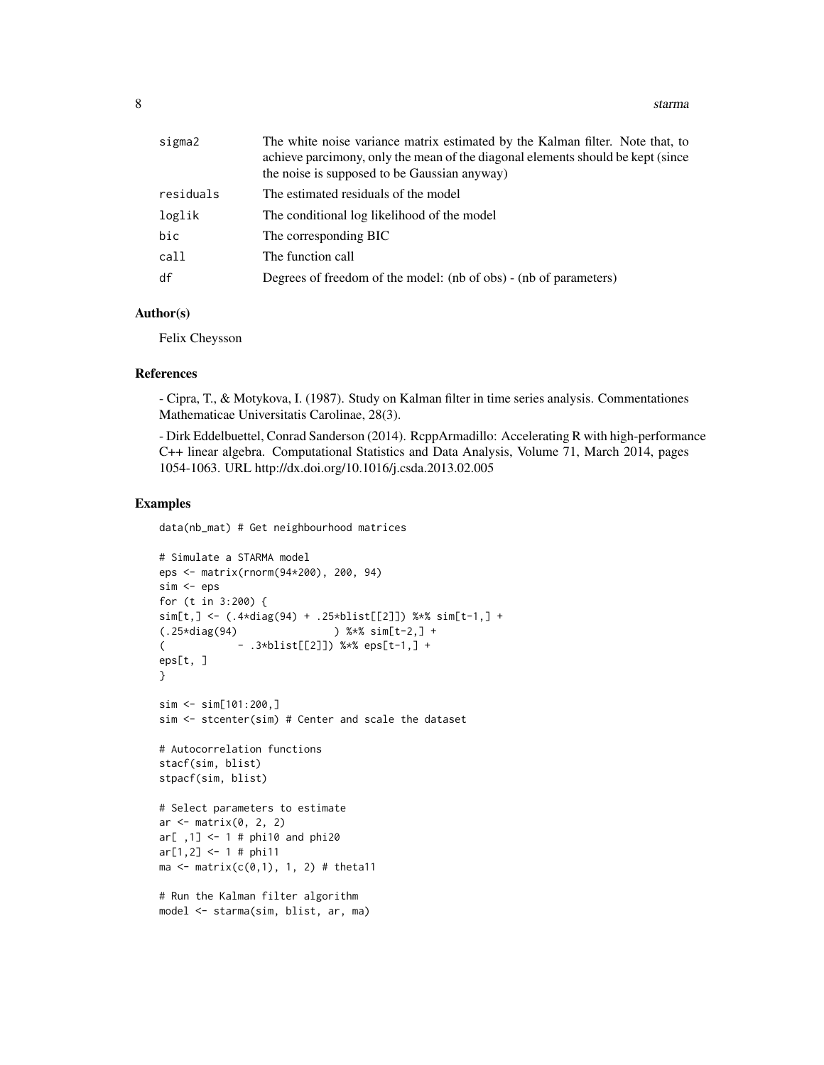| | |
|---|---|
| sigma2 | The white noise variance matrix estimated by the Kalman filter. Note that, to achieve parcimony, only the mean of the diagonal elements should be kept (since the noise is supposed to be Gaussian anyway) |
| residuals | The estimated residuals of the model |
| loglik | The conditional log likelihood of the model |
| bic | The corresponding BIC |
| call | The function call |
| df | Degrees of freedom of the model: (nb of obs) - (nb of parameters) |

## Author(s)

Felix Cheysson

## References

- Cipra, T., & Motykova, I. (1987). Study on Kalman filter in time series analysis. Commentationes Mathematicae Universitatis Carolinae, 28(3).

- Dirk Eddelbuettel, Conrad Sanderson (2014). RcppArmadillo: Accelerating R with high-performance C++ linear algebra. Computational Statistics and Data Analysis, Volume 71, March 2014, pages 1054-1063. URL http://dx.doi.org/10.1016/j.csda.2013.02.005

## Examples

```
data(nb_mat) # Get neighbourhood matrices

# Simulate a STARMA model
eps <- matrix(rnorm(94*200), 200, 94)
sim <- eps
for (t in 3:200) {
sim[t,] <- (.4*diag(94) + .25*blist[[2]]) %*% sim[t-1,] +
(.25*diag(94)                ) %*% sim[t-2,] +
(            - .3*blist[[2]]) %*% eps[t-1,] +
eps[t, ]
}

sim <- sim[101:200,]
sim <- stcenter(sim) # Center and scale the dataset

# Autocorrelation functions
stacf(sim, blist)
stpacf(sim, blist)

# Select parameters to estimate
ar <- matrix(0, 2, 2)
ar[ ,1] <- 1 # phi10 and phi20
ar[1,2] <- 1 # phi11
ma <- matrix(c(0,1), 1, 2) # theta11

# Run the Kalman filter algorithm
model <- starma(sim, blist, ar, ma)
```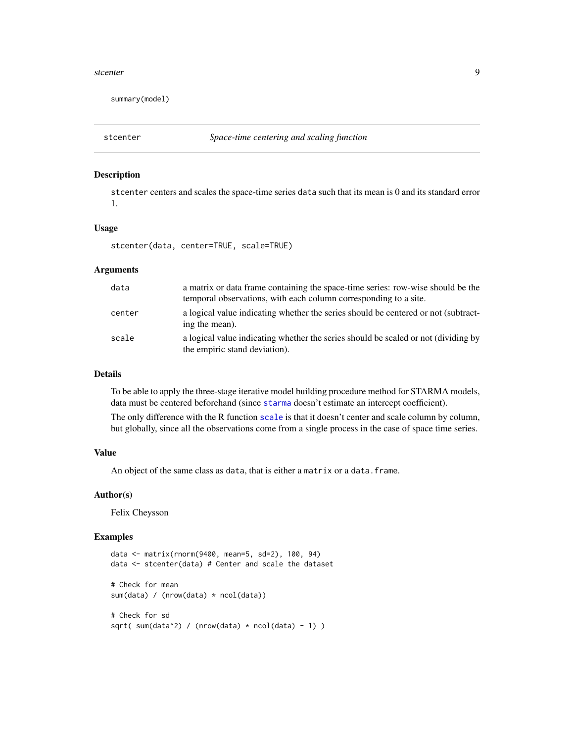```
summary(model)
```

## stcenter *Space-time centering and scaling function*

### Description

`stcenter` centers and scales the space-time series `data` such that its mean is 0 and its standard error 1.

### Usage

```
stcenter(data, center=TRUE, scale=TRUE)
```

### Arguments

| | |
|---|---|
| `data` | a matrix or data frame containing the space-time series: row-wise should be the temporal observations, with each column corresponding to a site. |
| `center` | a logical value indicating whether the series should be centered or not (subtracting the mean). |
| `scale` | a logical value indicating whether the series should be scaled or not (dividing by the empiric stand deviation). |

### Details

To be able to apply the three-stage iterative model building procedure method for STARMA models, data must be centered beforehand (since `starma` doesn't estimate an intercept coefficient).

The only difference with the R function `scale` is that it doesn't center and scale column by column, but globally, since all the observations come from a single process in the case of space time series.

### Value

An object of the same class as `data`, that is either a `matrix` or a `data.frame`.

### Author(s)

Felix Cheysson

### Examples

```
data <- matrix(rnorm(9400, mean=5, sd=2), 100, 94)
data <- stcenter(data) # Center and scale the dataset

# Check for mean
sum(data) / (nrow(data) * ncol(data))

# Check for sd
sqrt( sum(data^2) / (nrow(data) * ncol(data) - 1) )
```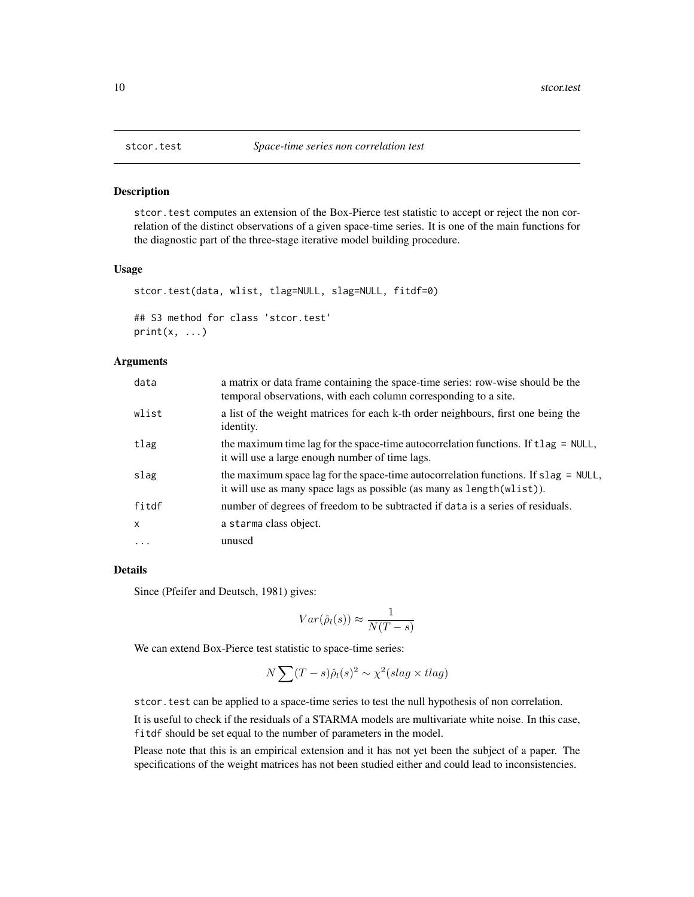stcor.test *Space-time series non correlation test*

## Description

stcor.test computes an extension of the Box-Pierce test statistic to accept or reject the non correlation of the distinct observations of a given space-time series. It is one of the main functions for the diagnostic part of the three-stage iterative model building procedure.

## Usage

```
stcor.test(data, wlist, tlag=NULL, slag=NULL, fitdf=0)

## S3 method for class 'stcor.test'
print(x, ...)
```

## Arguments

| | |
|---|---|
| data | a matrix or data frame containing the space-time series: row-wise should be the temporal observations, with each column corresponding to a site. |
| wlist | a list of the weight matrices for each k-th order neighbours, first one being the identity. |
| tlag | the maximum time lag for the space-time autocorrelation functions. If tlag = NULL, it will use a large enough number of time lags. |
| slag | the maximum space lag for the space-time autocorrelation functions. If slag = NULL, it will use as many space lags as possible (as many as length(wlist)). |
| fitdf | number of degrees of freedom to be subtracted if data is a series of residuals. |
| x | a starma class object. |
| ... | unused |

## Details

Since (Pfeifer and Deutsch, 1981) gives:

$$Var(\hat{\rho}_l(s)) \approx \frac{1}{N(T-s)}$$

We can extend Box-Pierce test statistic to space-time series:

$$N \sum (T-s)\hat{\rho}_l(s)^2 \sim \chi^2(slag \times tlag)$$

stcor.test can be applied to a space-time series to test the null hypothesis of non correlation.

It is useful to check if the residuals of a STARMA models are multivariate white noise. In this case, fitdf should be set equal to the number of parameters in the model.

Please note that this is an empirical extension and it has not yet been the subject of a paper. The specifications of the weight matrices has not been studied either and could lead to inconsistencies.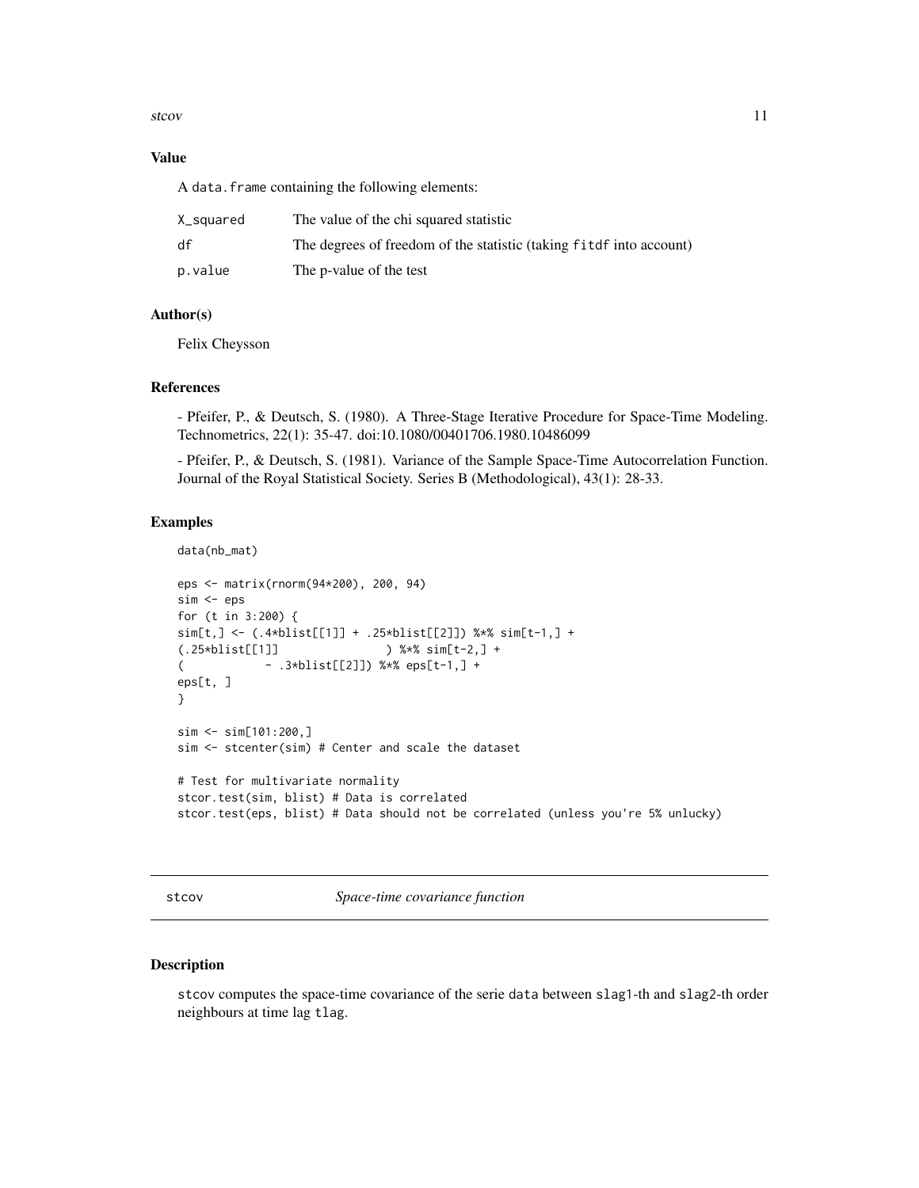### Value

A `data.frame` containing the following elements:

| | |
|---|---|
| X_squared | The value of the chi squared statistic |
| df | The degrees of freedom of the statistic (taking `fitdf` into account) |
| p.value | The p-value of the test |

### Author(s)

Felix Cheysson

### References

- Pfeifer, P., & Deutsch, S. (1980). A Three-Stage Iterative Procedure for Space-Time Modeling. Technometrics, 22(1): 35-47. doi:10.1080/00401706.1980.10486099

- Pfeifer, P., & Deutsch, S. (1981). Variance of the Sample Space-Time Autocorrelation Function. Journal of the Royal Statistical Society. Series B (Methodological), 43(1): 28-33.

### Examples

```
data(nb_mat)

eps <- matrix(rnorm(94*200), 200, 94)
sim <- eps
for (t in 3:200) {
sim[t,] <- (.4*blist[[1]] + .25*blist[[2]]) %*% sim[t-1,] +
(.25*blist[[1]]                ) %*% sim[t-2,] +
(            - .3*blist[[2]]) %*% eps[t-1,] +
eps[t, ]
}

sim <- sim[101:200,]
sim <- stcenter(sim) # Center and scale the dataset

# Test for multivariate normality
stcor.test(sim, blist) # Data is correlated
stcor.test(eps, blist) # Data should not be correlated (unless you're 5% unlucky)
```

---

## stcov — *Space-time covariance function*

### Description

`stcov` computes the space-time covariance of the serie `data` between `slag1`-th and `slag2`-th order neighbours at time lag `tlag`.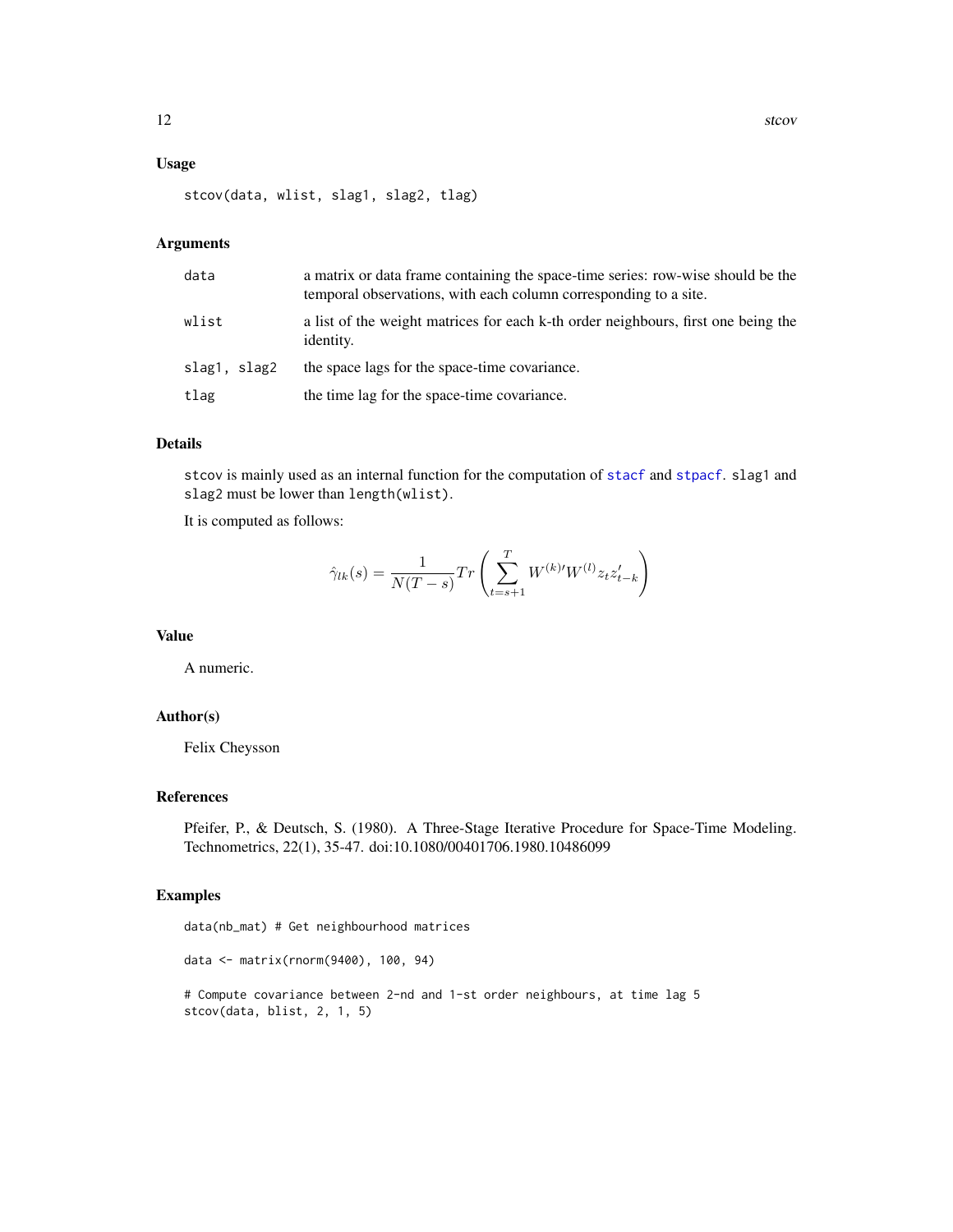## Usage

```
stcov(data, wlist, slag1, slag2, tlag)
```

## Arguments

| | |
|---|---|
| data | a matrix or data frame containing the space-time series: row-wise should be the temporal observations, with each column corresponding to a site. |
| wlist | a list of the weight matrices for each k-th order neighbours, first one being the identity. |
| slag1, slag2 | the space lags for the space-time covariance. |
| tlag | the time lag for the space-time covariance. |

## Details

stcov is mainly used as an internal function for the computation of stacf and stpacf. slag1 and slag2 must be lower than length(wlist).

It is computed as follows:

$$\hat{\gamma}_{lk}(s) = \frac{1}{N(T-s)} Tr \left( \sum_{t=s+1}^{T} W^{(k)\prime} W^{(l)} z_t z_{t-k}' \right)$$

## Value

A numeric.

## Author(s)

Felix Cheysson

## References

Pfeifer, P., & Deutsch, S. (1980). A Three-Stage Iterative Procedure for Space-Time Modeling. Technometrics, 22(1), 35-47. doi:10.1080/00401706.1980.10486099

## Examples

```
data(nb_mat) # Get neighbourhood matrices

data <- matrix(rnorm(9400), 100, 94)

# Compute covariance between 2-nd and 1-st order neighbours, at time lag 5
stcov(data, blist, 2, 1, 5)
```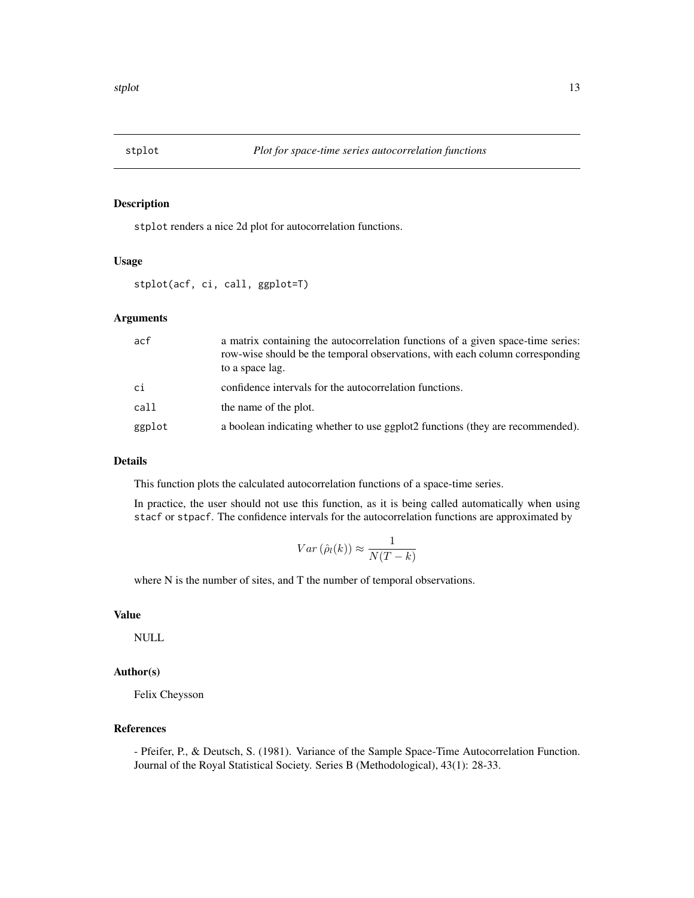# stplot — *Plot for space-time series autocorrelation functions*

## Description

stplot renders a nice 2d plot for autocorrelation functions.

## Usage

```
stplot(acf, ci, call, ggplot=T)
```

## Arguments

| | |
|---|---|
| acf | a matrix containing the autocorrelation functions of a given space-time series: row-wise should be the temporal observations, with each column corresponding to a space lag. |
| ci | confidence intervals for the autocorrelation functions. |
| call | the name of the plot. |
| ggplot | a boolean indicating whether to use ggplot2 functions (they are recommended). |

## Details

This function plots the calculated autocorrelation functions of a space-time series.

In practice, the user should not use this function, as it is being called automatically when using stacf or stpacf. The confidence intervals for the autocorrelation functions are approximated by

$$Var\left(\hat{\rho}_l(k)\right) \approx \frac{1}{N(T-k)}$$

where N is the number of sites, and T the number of temporal observations.

## Value

NULL

## Author(s)

Felix Cheysson

## References

- Pfeifer, P., & Deutsch, S. (1981). Variance of the Sample Space-Time Autocorrelation Function. Journal of the Royal Statistical Society. Series B (Methodological), 43(1): 28-33.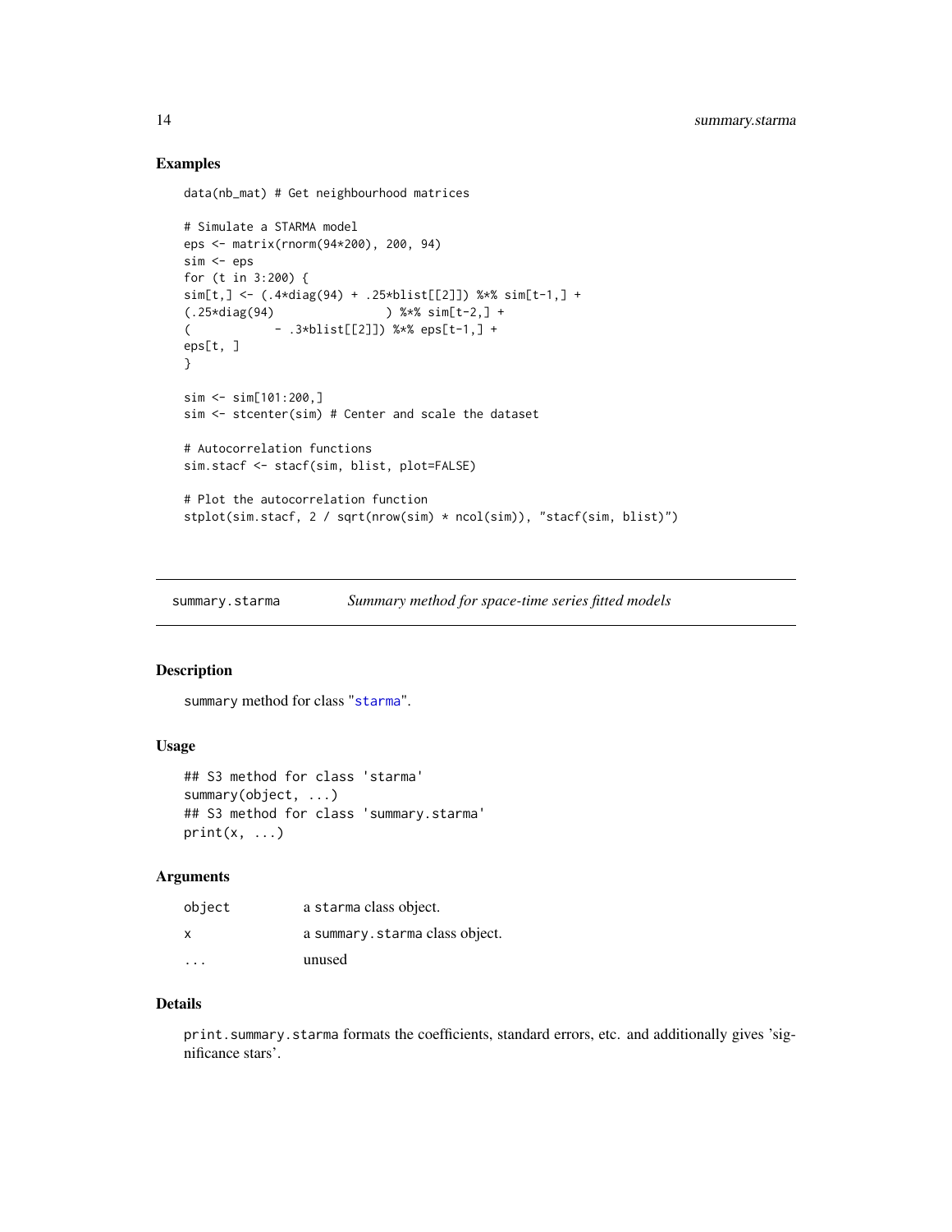## Examples

```
data(nb_mat) # Get neighbourhood matrices

# Simulate a STARMA model
eps <- matrix(rnorm(94*200), 200, 94)
sim <- eps
for (t in 3:200) {
sim[t,] <- (.4*diag(94) + .25*blist[[2]]) %*% sim[t-1,] +
(.25*diag(94)                ) %*% sim[t-2,] +
(            - .3*blist[[2]]) %*% eps[t-1,] +
eps[t, ]
}

sim <- sim[101:200,]
sim <- stcenter(sim) # Center and scale the dataset

# Autocorrelation functions
sim.stacf <- stacf(sim, blist, plot=FALSE)

# Plot the autocorrelation function
stplot(sim.stacf, 2 / sqrt(nrow(sim) * ncol(sim)), "stacf(sim, blist)")
```

---

`summary.starma` *Summary method for space-time series fitted models*

---

## Description

`summary` method for class "`starma`".

## Usage

```
## S3 method for class 'starma'
summary(object, ...)
## S3 method for class 'summary.starma'
print(x, ...)
```

## Arguments

| | |
|---|---|
| `object` | a `starma` class object. |
| `x` | a `summary.starma` class object. |
| `...` | unused |

## Details

`print.summary.starma` formats the coefficients, standard errors, etc. and additionally gives 'significance stars'.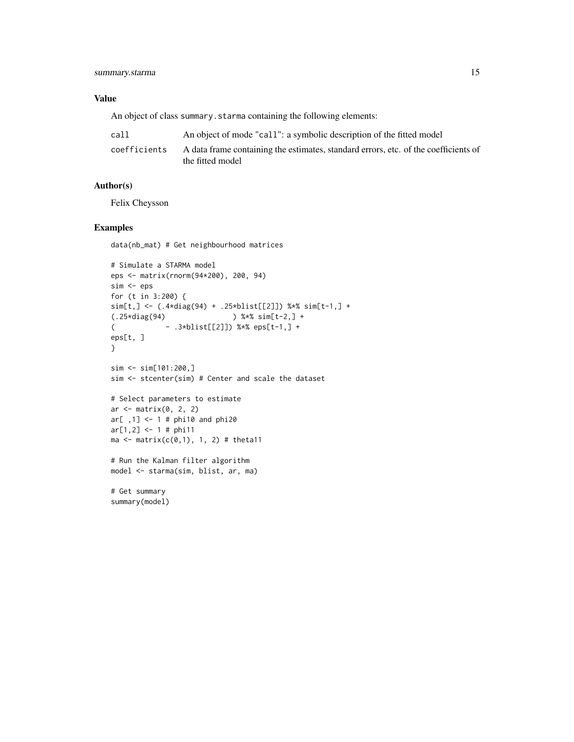## Value

An object of class `summary.starma` containing the following elements:

| | |
|---|---|
| `call` | An object of mode "`call`": a symbolic description of the fitted model |
| `coefficients` | A data frame containing the estimates, standard errors, etc. of the coefficients of the fitted model |

## Author(s)

Felix Cheysson

## Examples

```
data(nb_mat) # Get neighbourhood matrices

# Simulate a STARMA model
eps <- matrix(rnorm(94*200), 200, 94)
sim <- eps
for (t in 3:200) {
sim[t,] <- (.4*diag(94) + .25*blist[[2]]) %*% sim[t-1,] +
(.25*diag(94)               ) %*% sim[t-2,] +
(            - .3*blist[[2]]) %*% eps[t-1,] +
eps[t, ]
}

sim <- sim[101:200,]
sim <- stcenter(sim) # Center and scale the dataset

# Select parameters to estimate
ar <- matrix(0, 2, 2)
ar[ ,1] <- 1 # phi10 and phi20
ar[1,2] <- 1 # phi11
ma <- matrix(c(0,1), 1, 2) # theta11

# Run the Kalman filter algorithm
model <- starma(sim, blist, ar, ma)

# Get summary
summary(model)
```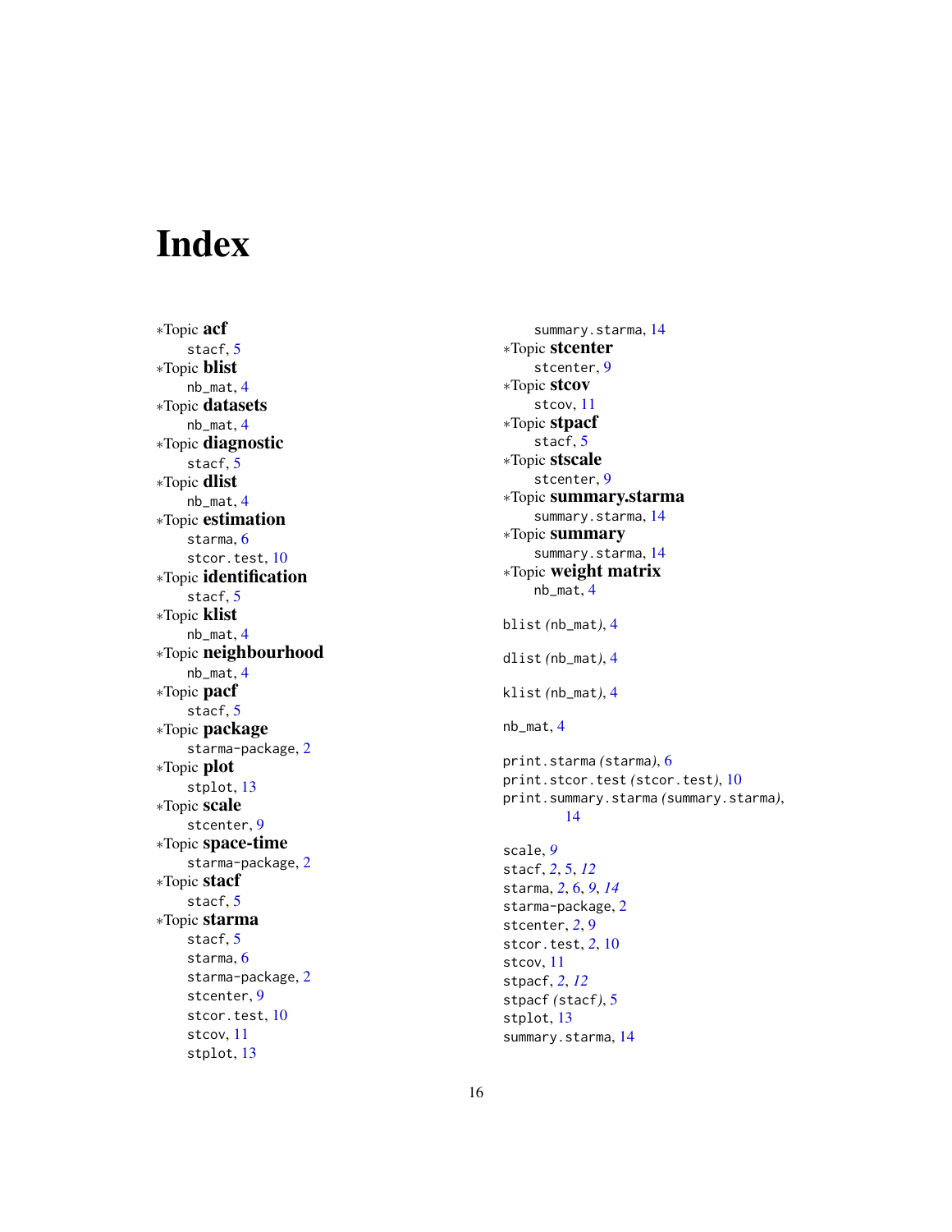# Index

*Topic **acf**
  stacf, 5
*Topic **blist**
  nb_mat, 4
*Topic **datasets**
  nb_mat, 4
*Topic **diagnostic**
  stacf, 5
*Topic **dlist**
  nb_mat, 4
*Topic **estimation**
  starma, 6
  stcor.test, 10
*Topic **identification**
  stacf, 5
*Topic **klist**
  nb_mat, 4
*Topic **neighbourhood**
  nb_mat, 4
*Topic **pacf**
  stacf, 5
*Topic **package**
  starma-package, 2
*Topic **plot**
  stplot, 13
*Topic **scale**
  stcenter, 9
*Topic **space-time**
  starma-package, 2
*Topic **stacf**
  stacf, 5
*Topic **starma**
  stacf, 5
  starma, 6
  starma-package, 2
  stcenter, 9
  stcor.test, 10
  stcov, 11
  stplot, 13
  summary.starma, 14
*Topic **stcenter**
  stcenter, 9
*Topic **stcov**
  stcov, 11
*Topic **stpacf**
  stacf, 5
*Topic **stscale**
  stcenter, 9
*Topic **summary.starma**
  summary.starma, 14
*Topic **summary**
  summary.starma, 14
*Topic **weight matrix**
  nb_mat, 4

blist *(nb_mat)*, 4

dlist *(nb_mat)*, 4

klist *(nb_mat)*, 4

nb_mat, 4

print.starma *(starma)*, 6
print.stcor.test *(stcor.test)*, 10
print.summary.starma *(summary.starma)*, 14

scale, *9*
stacf, *2*, 5, *12*
starma, *2*, 6, *9*, *14*
starma-package, 2
stcenter, *2*, 9
stcor.test, *2*, 10
stcov, 11
stpacf, *2*, *12*
stpacf *(stacf)*, 5
stplot, 13
summary.starma, 14